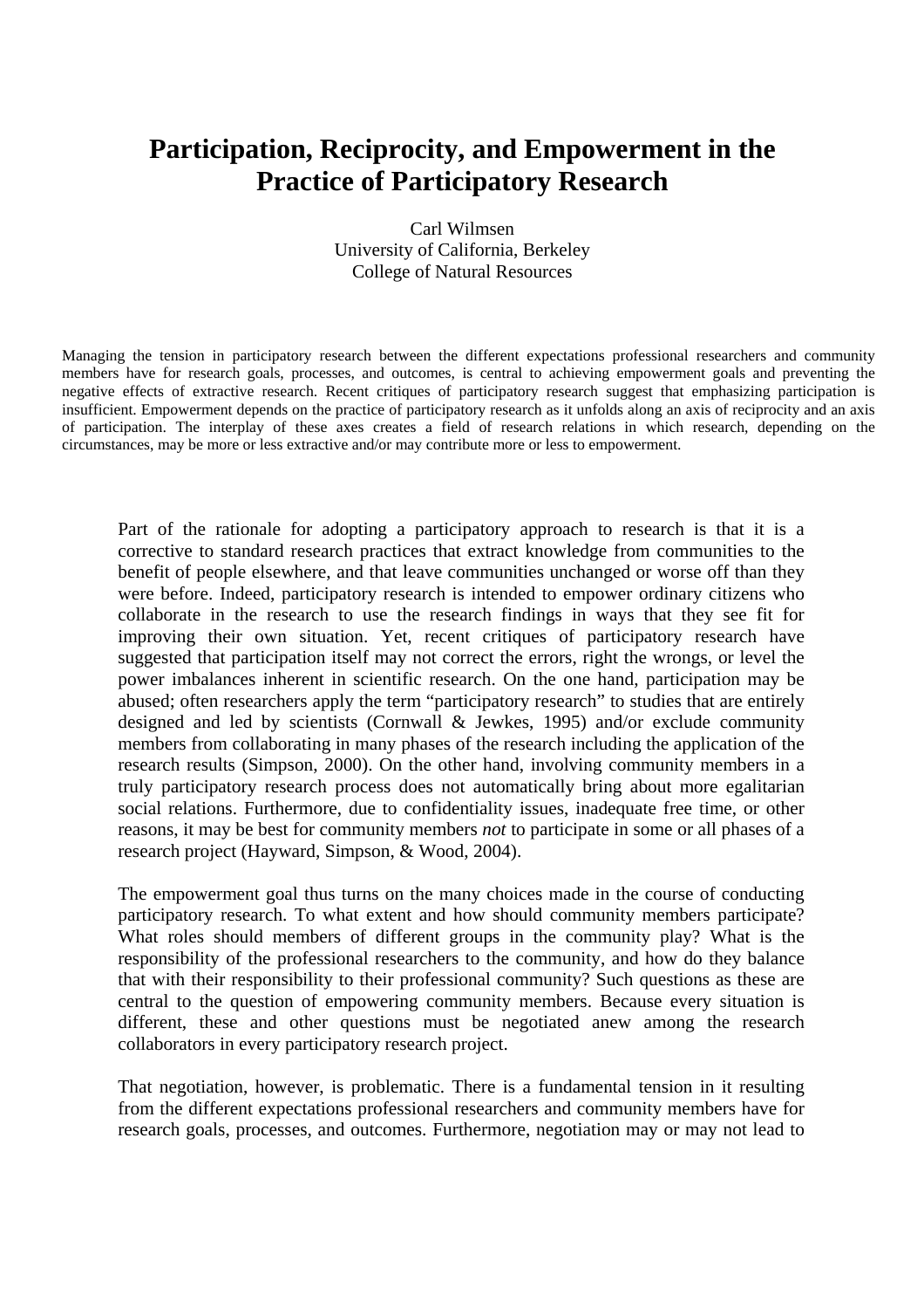# Participation, Reciprocity, and Empowerment in the Practice of Participatory Research

Carl Wilmsen
University of California, Berkeley
College of Natural Resources

Managing the tension in participatory research between the different expectations professional researchers and community members have for research goals, processes, and outcomes, is central to achieving empowerment goals and preventing the negative effects of extractive research. Recent critiques of participatory research suggest that emphasizing participation is insufficient. Empowerment depends on the practice of participatory research as it unfolds along an axis of reciprocity and an axis of participation. The interplay of these axes creates a field of research relations in which research, depending on the circumstances, may be more or less extractive and/or may contribute more or less to empowerment.

Part of the rationale for adopting a participatory approach to research is that it is a corrective to standard research practices that extract knowledge from communities to the benefit of people elsewhere, and that leave communities unchanged or worse off than they were before. Indeed, participatory research is intended to empower ordinary citizens who collaborate in the research to use the research findings in ways that they see fit for improving their own situation. Yet, recent critiques of participatory research have suggested that participation itself may not correct the errors, right the wrongs, or level the power imbalances inherent in scientific research. On the one hand, participation may be abused; often researchers apply the term "participatory research" to studies that are entirely designed and led by scientists (Cornwall & Jewkes, 1995) and/or exclude community members from collaborating in many phases of the research including the application of the research results (Simpson, 2000). On the other hand, involving community members in a truly participatory research process does not automatically bring about more egalitarian social relations. Furthermore, due to confidentiality issues, inadequate free time, or other reasons, it may be best for community members *not* to participate in some or all phases of a research project (Hayward, Simpson, & Wood, 2004).

The empowerment goal thus turns on the many choices made in the course of conducting participatory research. To what extent and how should community members participate? What roles should members of different groups in the community play? What is the responsibility of the professional researchers to the community, and how do they balance that with their responsibility to their professional community? Such questions as these are central to the question of empowering community members. Because every situation is different, these and other questions must be negotiated anew among the research collaborators in every participatory research project.

That negotiation, however, is problematic. There is a fundamental tension in it resulting from the different expectations professional researchers and community members have for research goals, processes, and outcomes. Furthermore, negotiation may or may not lead to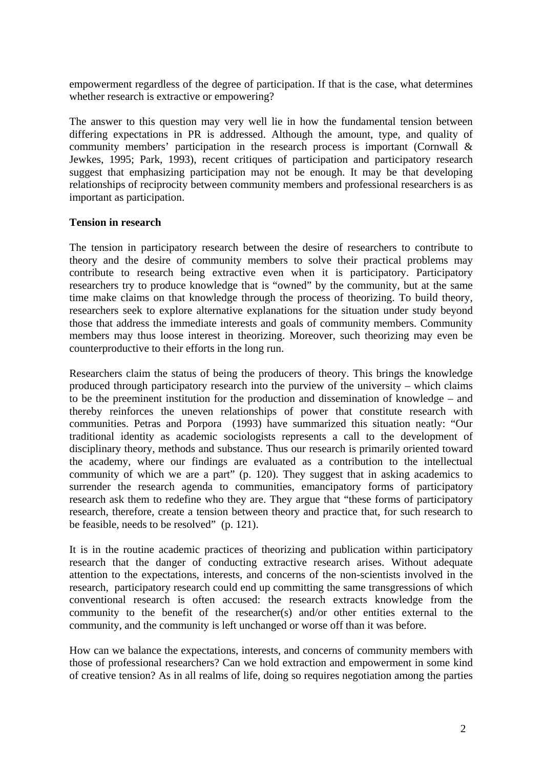empowerment regardless of the degree of participation. If that is the case, what determines whether research is extractive or empowering?

The answer to this question may very well lie in how the fundamental tension between differing expectations in PR is addressed. Although the amount, type, and quality of community members' participation in the research process is important (Cornwall & Jewkes, 1995; Park, 1993), recent critiques of participation and participatory research suggest that emphasizing participation may not be enough. It may be that developing relationships of reciprocity between community members and professional researchers is as important as participation.

**Tension in research**

The tension in participatory research between the desire of researchers to contribute to theory and the desire of community members to solve their practical problems may contribute to research being extractive even when it is participatory. Participatory researchers try to produce knowledge that is "owned" by the community, but at the same time make claims on that knowledge through the process of theorizing. To build theory, researchers seek to explore alternative explanations for the situation under study beyond those that address the immediate interests and goals of community members. Community members may thus loose interest in theorizing. Moreover, such theorizing may even be counterproductive to their efforts in the long run.

Researchers claim the status of being the producers of theory. This brings the knowledge produced through participatory research into the purview of the university – which claims to be the preeminent institution for the production and dissemination of knowledge – and thereby reinforces the uneven relationships of power that constitute research with communities. Petras and Porpora (1993) have summarized this situation neatly: "Our traditional identity as academic sociologists represents a call to the development of disciplinary theory, methods and substance. Thus our research is primarily oriented toward the academy, where our findings are evaluated as a contribution to the intellectual community of which we are a part" (p. 120). They suggest that in asking academics to surrender the research agenda to communities, emancipatory forms of participatory research ask them to redefine who they are. They argue that "these forms of participatory research, therefore, create a tension between theory and practice that, for such research to be feasible, needs to be resolved" (p. 121).

It is in the routine academic practices of theorizing and publication within participatory research that the danger of conducting extractive research arises. Without adequate attention to the expectations, interests, and concerns of the non-scientists involved in the research, participatory research could end up committing the same transgressions of which conventional research is often accused: the research extracts knowledge from the community to the benefit of the researcher(s) and/or other entities external to the community, and the community is left unchanged or worse off than it was before.

How can we balance the expectations, interests, and concerns of community members with those of professional researchers? Can we hold extraction and empowerment in some kind of creative tension? As in all realms of life, doing so requires negotiation among the parties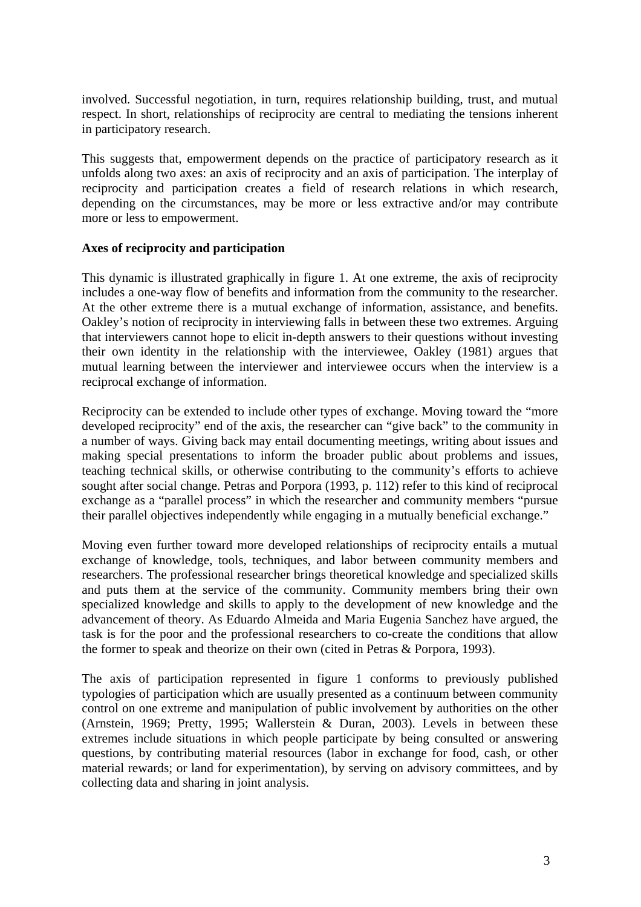involved. Successful negotiation, in turn, requires relationship building, trust, and mutual respect. In short, relationships of reciprocity are central to mediating the tensions inherent in participatory research.

This suggests that, empowerment depends on the practice of participatory research as it unfolds along two axes: an axis of reciprocity and an axis of participation. The interplay of reciprocity and participation creates a field of research relations in which research, depending on the circumstances, may be more or less extractive and/or may contribute more or less to empowerment.

**Axes of reciprocity and participation**

This dynamic is illustrated graphically in figure 1. At one extreme, the axis of reciprocity includes a one-way flow of benefits and information from the community to the researcher. At the other extreme there is a mutual exchange of information, assistance, and benefits. Oakley's notion of reciprocity in interviewing falls in between these two extremes. Arguing that interviewers cannot hope to elicit in-depth answers to their questions without investing their own identity in the relationship with the interviewee, Oakley (1981) argues that mutual learning between the interviewer and interviewee occurs when the interview is a reciprocal exchange of information.

Reciprocity can be extended to include other types of exchange. Moving toward the "more developed reciprocity" end of the axis, the researcher can "give back" to the community in a number of ways. Giving back may entail documenting meetings, writing about issues and making special presentations to inform the broader public about problems and issues, teaching technical skills, or otherwise contributing to the community's efforts to achieve sought after social change. Petras and Porpora (1993, p. 112) refer to this kind of reciprocal exchange as a "parallel process" in which the researcher and community members "pursue their parallel objectives independently while engaging in a mutually beneficial exchange."

Moving even further toward more developed relationships of reciprocity entails a mutual exchange of knowledge, tools, techniques, and labor between community members and researchers. The professional researcher brings theoretical knowledge and specialized skills and puts them at the service of the community. Community members bring their own specialized knowledge and skills to apply to the development of new knowledge and the advancement of theory. As Eduardo Almeida and Maria Eugenia Sanchez have argued, the task is for the poor and the professional researchers to co-create the conditions that allow the former to speak and theorize on their own (cited in Petras & Porpora, 1993).

The axis of participation represented in figure 1 conforms to previously published typologies of participation which are usually presented as a continuum between community control on one extreme and manipulation of public involvement by authorities on the other (Arnstein, 1969; Pretty, 1995; Wallerstein & Duran, 2003). Levels in between these extremes include situations in which people participate by being consulted or answering questions, by contributing material resources (labor in exchange for food, cash, or other material rewards; or land for experimentation), by serving on advisory committees, and by collecting data and sharing in joint analysis.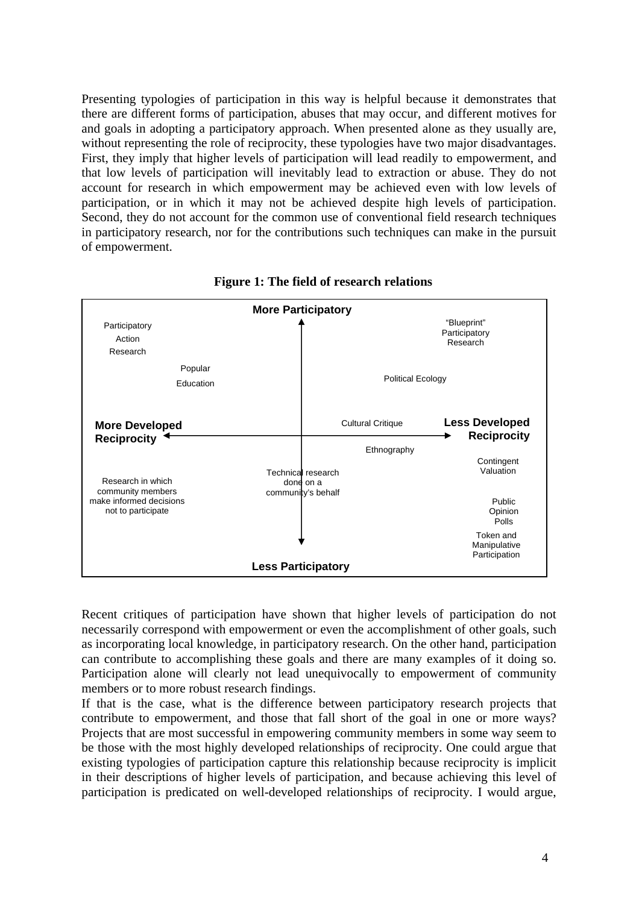Presenting typologies of participation in this way is helpful because it demonstrates that there are different forms of participation, abuses that may occur, and different motives for and goals in adopting a participatory approach. When presented alone as they usually are, without representing the role of reciprocity, these typologies have two major disadvantages. First, they imply that higher levels of participation will lead readily to empowerment, and that low levels of participation will inevitably lead to extraction or abuse. They do not account for research in which empowerment may be achieved even with low levels of participation, or in which it may not be achieved despite high levels of participation. Second, they do not account for the common use of conventional field research techniques in participatory research, nor for the contributions such techniques can make in the pursuit of empowerment.

**Figure 1: The field of research relations**

More Participatory

Participatory Action Research

Popular Education

"Blueprint" Participatory Research

Political Ecology

More Developed Reciprocity

Cultural Critique

Less Developed Reciprocity

Ethnography

Contingent Valuation

Research in which community members make informed decisions not to participate

Technical research done on a community's behalf

Public Opinion Polls

Token and Manipulative Participation

Less Participatory

Recent critiques of participation have shown that higher levels of participation do not necessarily correspond with empowerment or even the accomplishment of other goals, such as incorporating local knowledge, in participatory research. On the other hand, participation can contribute to accomplishing these goals and there are many examples of it doing so. Participation alone will clearly not lead unequivocally to empowerment of community members or to more robust research findings.

If that is the case, what is the difference between participatory research projects that contribute to empowerment, and those that fall short of the goal in one or more ways? Projects that are most successful in empowering community members in some way seem to be those with the most highly developed relationships of reciprocity. One could argue that existing typologies of participation capture this relationship because reciprocity is implicit in their descriptions of higher levels of participation, and because achieving this level of participation is predicated on well-developed relationships of reciprocity. I would argue,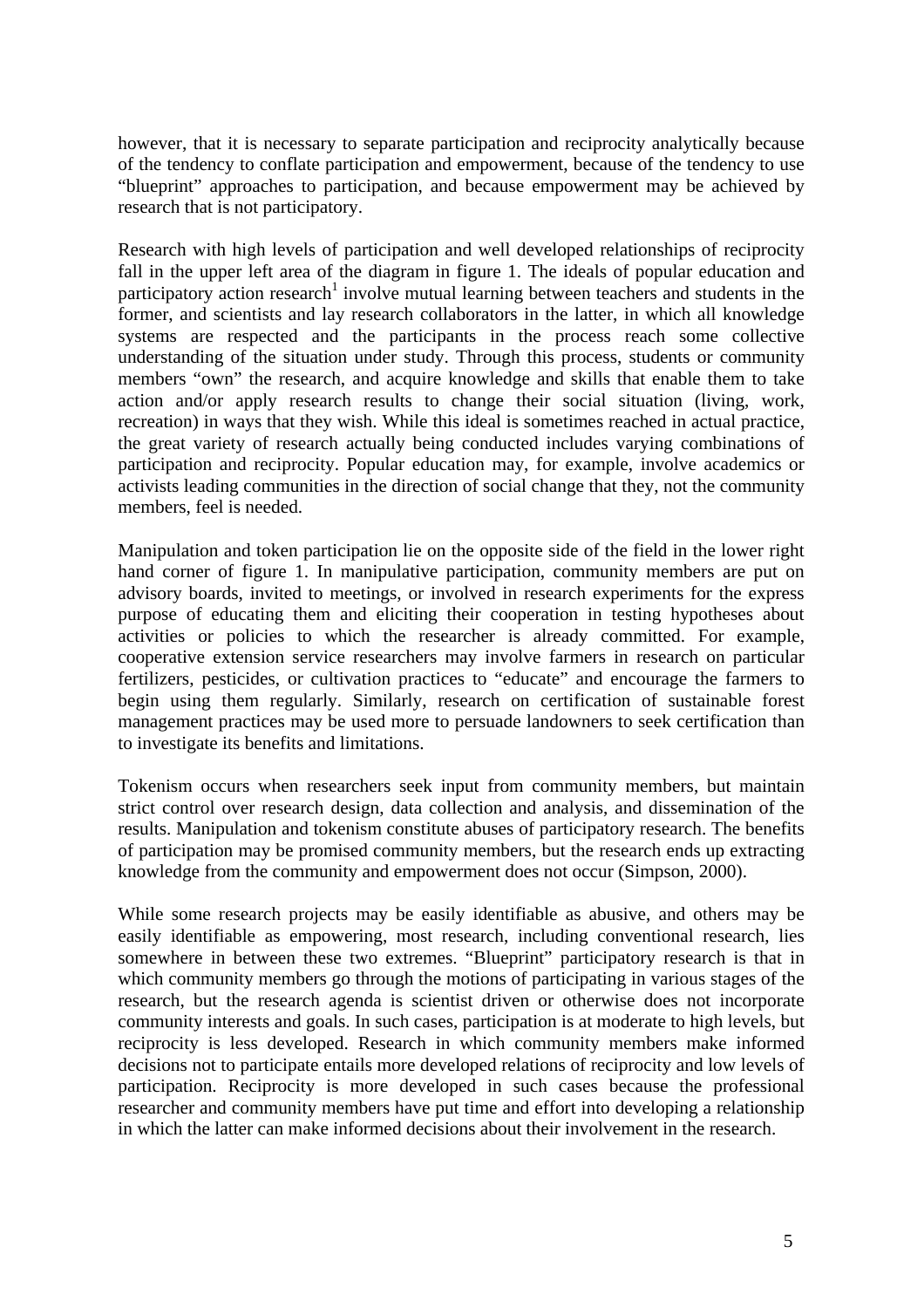however, that it is necessary to separate participation and reciprocity analytically because of the tendency to conflate participation and empowerment, because of the tendency to use "blueprint" approaches to participation, and because empowerment may be achieved by research that is not participatory.

Research with high levels of participation and well developed relationships of reciprocity fall in the upper left area of the diagram in figure 1. The ideals of popular education and participatory action research[1] involve mutual learning between teachers and students in the former, and scientists and lay research collaborators in the latter, in which all knowledge systems are respected and the participants in the process reach some collective understanding of the situation under study. Through this process, students or community members "own" the research, and acquire knowledge and skills that enable them to take action and/or apply research results to change their social situation (living, work, recreation) in ways that they wish. While this ideal is sometimes reached in actual practice, the great variety of research actually being conducted includes varying combinations of participation and reciprocity. Popular education may, for example, involve academics or activists leading communities in the direction of social change that they, not the community members, feel is needed.

Manipulation and token participation lie on the opposite side of the field in the lower right hand corner of figure 1. In manipulative participation, community members are put on advisory boards, invited to meetings, or involved in research experiments for the express purpose of educating them and eliciting their cooperation in testing hypotheses about activities or policies to which the researcher is already committed. For example, cooperative extension service researchers may involve farmers in research on particular fertilizers, pesticides, or cultivation practices to "educate" and encourage the farmers to begin using them regularly. Similarly, research on certification of sustainable forest management practices may be used more to persuade landowners to seek certification than to investigate its benefits and limitations.

Tokenism occurs when researchers seek input from community members, but maintain strict control over research design, data collection and analysis, and dissemination of the results. Manipulation and tokenism constitute abuses of participatory research. The benefits of participation may be promised community members, but the research ends up extracting knowledge from the community and empowerment does not occur (Simpson, 2000).

While some research projects may be easily identifiable as abusive, and others may be easily identifiable as empowering, most research, including conventional research, lies somewhere in between these two extremes. "Blueprint" participatory research is that in which community members go through the motions of participating in various stages of the research, but the research agenda is scientist driven or otherwise does not incorporate community interests and goals. In such cases, participation is at moderate to high levels, but reciprocity is less developed. Research in which community members make informed decisions not to participate entails more developed relations of reciprocity and low levels of participation. Reciprocity is more developed in such cases because the professional researcher and community members have put time and effort into developing a relationship in which the latter can make informed decisions about their involvement in the research.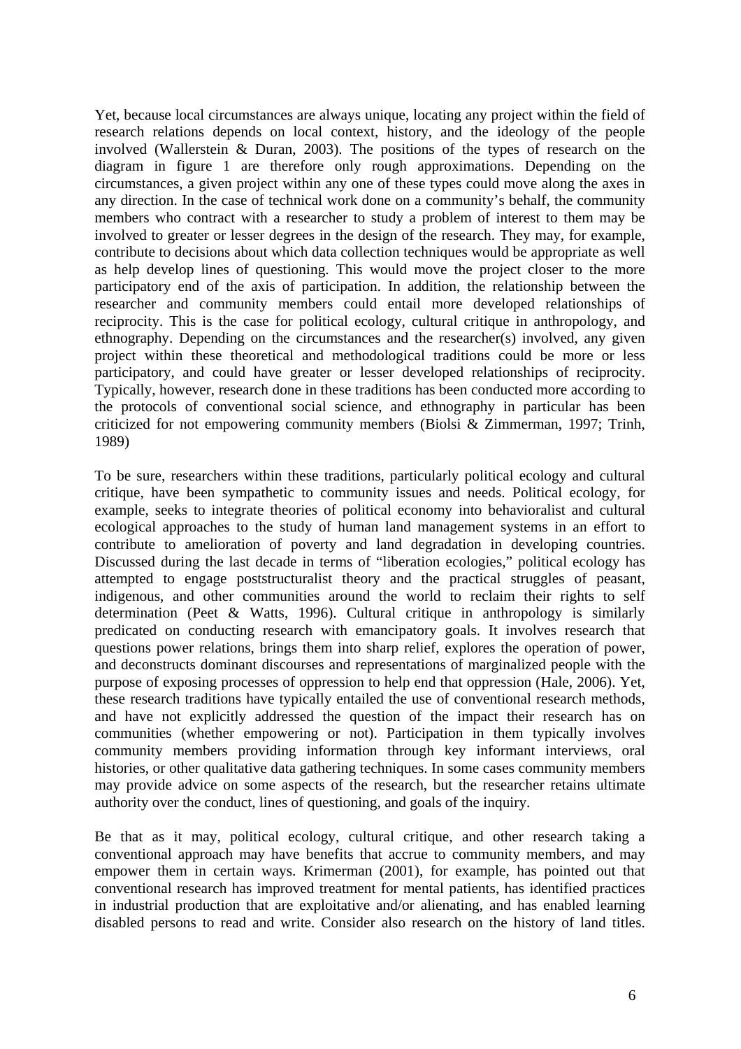Yet, because local circumstances are always unique, locating any project within the field of research relations depends on local context, history, and the ideology of the people involved (Wallerstein & Duran, 2003). The positions of the types of research on the diagram in figure 1 are therefore only rough approximations. Depending on the circumstances, a given project within any one of these types could move along the axes in any direction. In the case of technical work done on a community's behalf, the community members who contract with a researcher to study a problem of interest to them may be involved to greater or lesser degrees in the design of the research. They may, for example, contribute to decisions about which data collection techniques would be appropriate as well as help develop lines of questioning. This would move the project closer to the more participatory end of the axis of participation. In addition, the relationship between the researcher and community members could entail more developed relationships of reciprocity. This is the case for political ecology, cultural critique in anthropology, and ethnography. Depending on the circumstances and the researcher(s) involved, any given project within these theoretical and methodological traditions could be more or less participatory, and could have greater or lesser developed relationships of reciprocity. Typically, however, research done in these traditions has been conducted more according to the protocols of conventional social science, and ethnography in particular has been criticized for not empowering community members (Biolsi & Zimmerman, 1997; Trinh, 1989)

To be sure, researchers within these traditions, particularly political ecology and cultural critique, have been sympathetic to community issues and needs. Political ecology, for example, seeks to integrate theories of political economy into behavioralist and cultural ecological approaches to the study of human land management systems in an effort to contribute to amelioration of poverty and land degradation in developing countries. Discussed during the last decade in terms of "liberation ecologies," political ecology has attempted to engage poststructuralist theory and the practical struggles of peasant, indigenous, and other communities around the world to reclaim their rights to self determination (Peet & Watts, 1996). Cultural critique in anthropology is similarly predicated on conducting research with emancipatory goals. It involves research that questions power relations, brings them into sharp relief, explores the operation of power, and deconstructs dominant discourses and representations of marginalized people with the purpose of exposing processes of oppression to help end that oppression (Hale, 2006). Yet, these research traditions have typically entailed the use of conventional research methods, and have not explicitly addressed the question of the impact their research has on communities (whether empowering or not). Participation in them typically involves community members providing information through key informant interviews, oral histories, or other qualitative data gathering techniques. In some cases community members may provide advice on some aspects of the research, but the researcher retains ultimate authority over the conduct, lines of questioning, and goals of the inquiry.

Be that as it may, political ecology, cultural critique, and other research taking a conventional approach may have benefits that accrue to community members, and may empower them in certain ways. Krimerman (2001), for example, has pointed out that conventional research has improved treatment for mental patients, has identified practices in industrial production that are exploitative and/or alienating, and has enabled learning disabled persons to read and write. Consider also research on the history of land titles.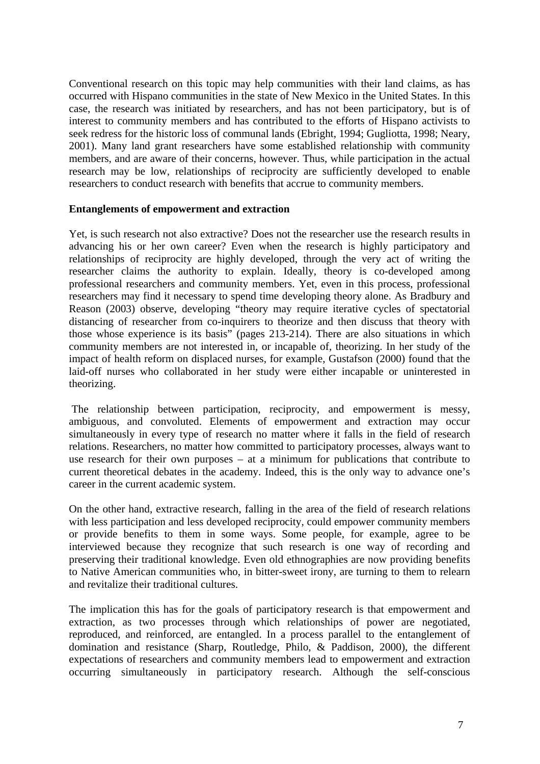Conventional research on this topic may help communities with their land claims, as has occurred with Hispano communities in the state of New Mexico in the United States. In this case, the research was initiated by researchers, and has not been participatory, but is of interest to community members and has contributed to the efforts of Hispano activists to seek redress for the historic loss of communal lands (Ebright, 1994; Gugliotta, 1998; Neary, 2001). Many land grant researchers have some established relationship with community members, and are aware of their concerns, however. Thus, while participation in the actual research may be low, relationships of reciprocity are sufficiently developed to enable researchers to conduct research with benefits that accrue to community members.

**Entanglements of empowerment and extraction**

Yet, is such research not also extractive? Does not the researcher use the research results in advancing his or her own career? Even when the research is highly participatory and relationships of reciprocity are highly developed, through the very act of writing the researcher claims the authority to explain. Ideally, theory is co-developed among professional researchers and community members. Yet, even in this process, professional researchers may find it necessary to spend time developing theory alone. As Bradbury and Reason (2003) observe, developing "theory may require iterative cycles of spectatorial distancing of researcher from co-inquirers to theorize and then discuss that theory with those whose experience is its basis" (pages 213-214). There are also situations in which community members are not interested in, or incapable of, theorizing. In her study of the impact of health reform on displaced nurses, for example, Gustafson (2000) found that the laid-off nurses who collaborated in her study were either incapable or uninterested in theorizing.

The relationship between participation, reciprocity, and empowerment is messy, ambiguous, and convoluted. Elements of empowerment and extraction may occur simultaneously in every type of research no matter where it falls in the field of research relations. Researchers, no matter how committed to participatory processes, always want to use research for their own purposes – at a minimum for publications that contribute to current theoretical debates in the academy. Indeed, this is the only way to advance one's career in the current academic system.

On the other hand, extractive research, falling in the area of the field of research relations with less participation and less developed reciprocity, could empower community members or provide benefits to them in some ways. Some people, for example, agree to be interviewed because they recognize that such research is one way of recording and preserving their traditional knowledge. Even old ethnographies are now providing benefits to Native American communities who, in bitter-sweet irony, are turning to them to relearn and revitalize their traditional cultures.

The implication this has for the goals of participatory research is that empowerment and extraction, as two processes through which relationships of power are negotiated, reproduced, and reinforced, are entangled. In a process parallel to the entanglement of domination and resistance (Sharp, Routledge, Philo, & Paddison, 2000), the different expectations of researchers and community members lead to empowerment and extraction occurring simultaneously in participatory research. Although the self-conscious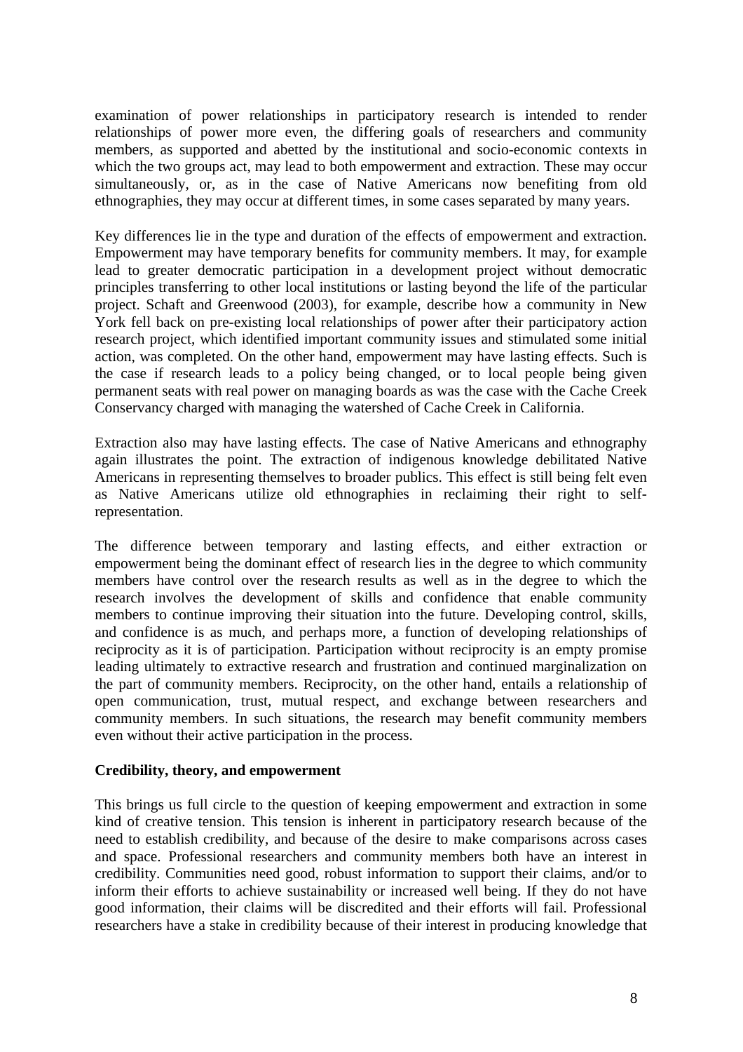examination of power relationships in participatory research is intended to render relationships of power more even, the differing goals of researchers and community members, as supported and abetted by the institutional and socio-economic contexts in which the two groups act, may lead to both empowerment and extraction. These may occur simultaneously, or, as in the case of Native Americans now benefiting from old ethnographies, they may occur at different times, in some cases separated by many years.

Key differences lie in the type and duration of the effects of empowerment and extraction. Empowerment may have temporary benefits for community members. It may, for example lead to greater democratic participation in a development project without democratic principles transferring to other local institutions or lasting beyond the life of the particular project. Schaft and Greenwood (2003), for example, describe how a community in New York fell back on pre-existing local relationships of power after their participatory action research project, which identified important community issues and stimulated some initial action, was completed. On the other hand, empowerment may have lasting effects. Such is the case if research leads to a policy being changed, or to local people being given permanent seats with real power on managing boards as was the case with the Cache Creek Conservancy charged with managing the watershed of Cache Creek in California.

Extraction also may have lasting effects. The case of Native Americans and ethnography again illustrates the point. The extraction of indigenous knowledge debilitated Native Americans in representing themselves to broader publics. This effect is still being felt even as Native Americans utilize old ethnographies in reclaiming their right to self-representation.

The difference between temporary and lasting effects, and either extraction or empowerment being the dominant effect of research lies in the degree to which community members have control over the research results as well as in the degree to which the research involves the development of skills and confidence that enable community members to continue improving their situation into the future. Developing control, skills, and confidence is as much, and perhaps more, a function of developing relationships of reciprocity as it is of participation. Participation without reciprocity is an empty promise leading ultimately to extractive research and frustration and continued marginalization on the part of community members. Reciprocity, on the other hand, entails a relationship of open communication, trust, mutual respect, and exchange between researchers and community members. In such situations, the research may benefit community members even without their active participation in the process.

## Credibility, theory, and empowerment

This brings us full circle to the question of keeping empowerment and extraction in some kind of creative tension. This tension is inherent in participatory research because of the need to establish credibility, and because of the desire to make comparisons across cases and space. Professional researchers and community members both have an interest in credibility. Communities need good, robust information to support their claims, and/or to inform their efforts to achieve sustainability or increased well being. If they do not have good information, their claims will be discredited and their efforts will fail. Professional researchers have a stake in credibility because of their interest in producing knowledge that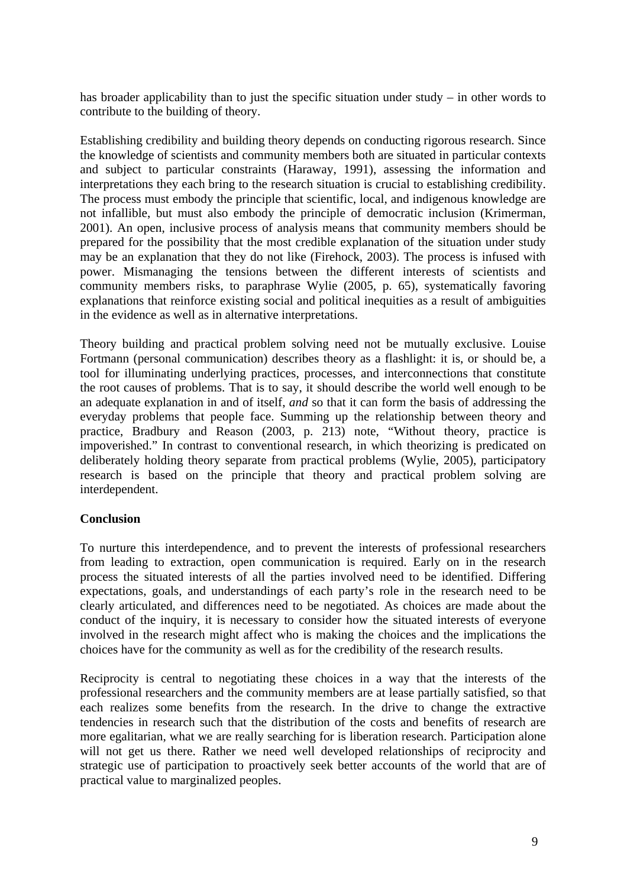has broader applicability than to just the specific situation under study – in other words to contribute to the building of theory.

Establishing credibility and building theory depends on conducting rigorous research. Since the knowledge of scientists and community members both are situated in particular contexts and subject to particular constraints (Haraway, 1991), assessing the information and interpretations they each bring to the research situation is crucial to establishing credibility. The process must embody the principle that scientific, local, and indigenous knowledge are not infallible, but must also embody the principle of democratic inclusion (Krimerman, 2001). An open, inclusive process of analysis means that community members should be prepared for the possibility that the most credible explanation of the situation under study may be an explanation that they do not like (Firehock, 2003). The process is infused with power. Mismanaging the tensions between the different interests of scientists and community members risks, to paraphrase Wylie (2005, p. 65), systematically favoring explanations that reinforce existing social and political inequities as a result of ambiguities in the evidence as well as in alternative interpretations.

Theory building and practical problem solving need not be mutually exclusive. Louise Fortmann (personal communication) describes theory as a flashlight: it is, or should be, a tool for illuminating underlying practices, processes, and interconnections that constitute the root causes of problems. That is to say, it should describe the world well enough to be an adequate explanation in and of itself, *and* so that it can form the basis of addressing the everyday problems that people face. Summing up the relationship between theory and practice, Bradbury and Reason (2003, p. 213) note, "Without theory, practice is impoverished." In contrast to conventional research, in which theorizing is predicated on deliberately holding theory separate from practical problems (Wylie, 2005), participatory research is based on the principle that theory and practical problem solving are interdependent.

## Conclusion

To nurture this interdependence, and to prevent the interests of professional researchers from leading to extraction, open communication is required. Early on in the research process the situated interests of all the parties involved need to be identified. Differing expectations, goals, and understandings of each party's role in the research need to be clearly articulated, and differences need to be negotiated. As choices are made about the conduct of the inquiry, it is necessary to consider how the situated interests of everyone involved in the research might affect who is making the choices and the implications the choices have for the community as well as for the credibility of the research results.

Reciprocity is central to negotiating these choices in a way that the interests of the professional researchers and the community members are at lease partially satisfied, so that each realizes some benefits from the research. In the drive to change the extractive tendencies in research such that the distribution of the costs and benefits of research are more egalitarian, what we are really searching for is liberation research. Participation alone will not get us there. Rather we need well developed relationships of reciprocity and strategic use of participation to proactively seek better accounts of the world that are of practical value to marginalized peoples.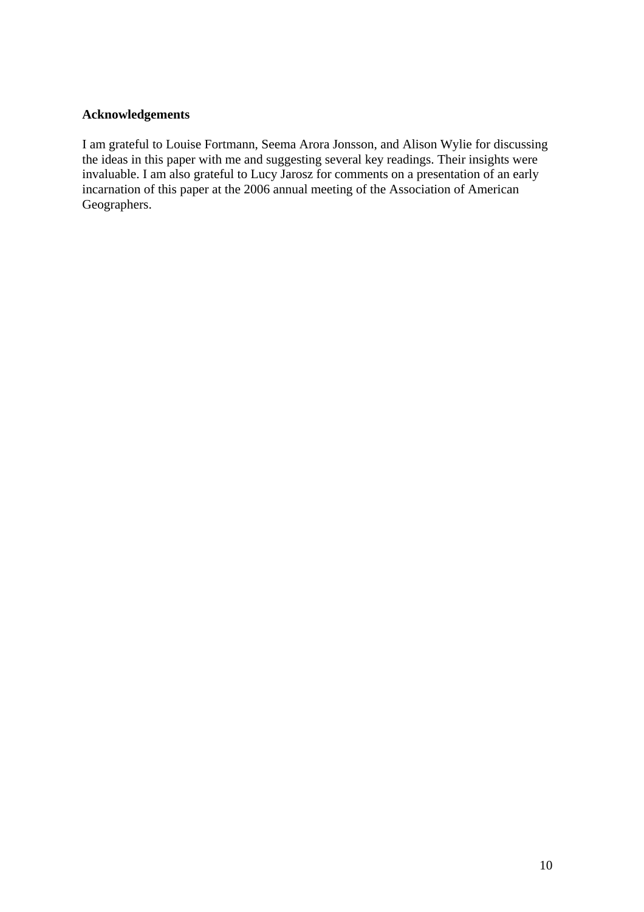## Acknowledgements

I am grateful to Louise Fortmann, Seema Arora Jonsson, and Alison Wylie for discussing the ideas in this paper with me and suggesting several key readings. Their insights were invaluable. I am also grateful to Lucy Jarosz for comments on a presentation of an early incarnation of this paper at the 2006 annual meeting of the Association of American Geographers.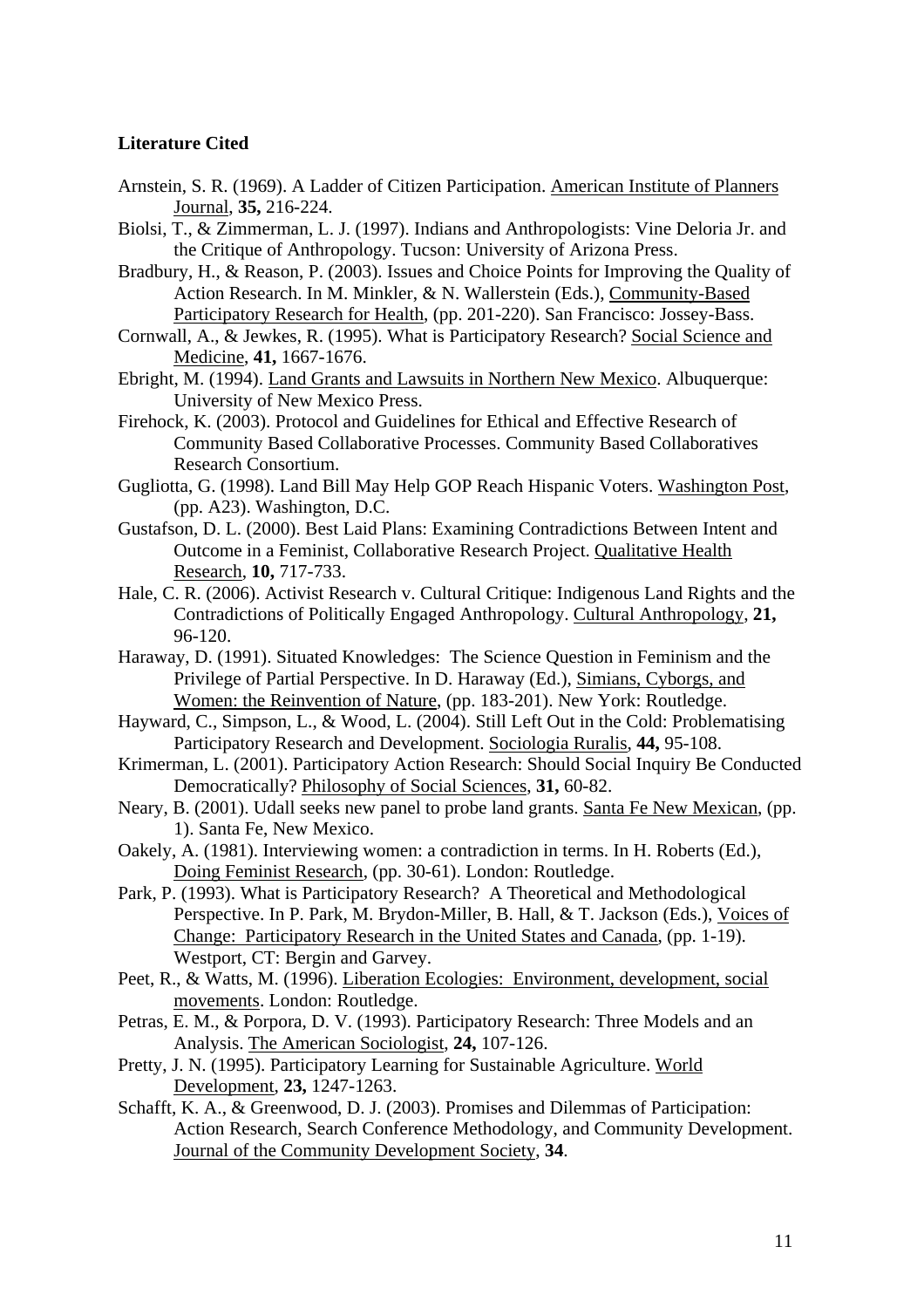**Literature Cited**

Arnstein, S. R. (1969). A Ladder of Citizen Participation. American Institute of Planners Journal, **35,** 216-224.

Biolsi, T., & Zimmerman, L. J. (1997). Indians and Anthropologists: Vine Deloria Jr. and the Critique of Anthropology. Tucson: University of Arizona Press.

Bradbury, H., & Reason, P. (2003). Issues and Choice Points for Improving the Quality of Action Research. In M. Minkler, & N. Wallerstein (Eds.), Community-Based Participatory Research for Health, (pp. 201-220). San Francisco: Jossey-Bass.

Cornwall, A., & Jewkes, R. (1995). What is Participatory Research? Social Science and Medicine, **41,** 1667-1676.

Ebright, M. (1994). Land Grants and Lawsuits in Northern New Mexico. Albuquerque: University of New Mexico Press.

Firehock, K. (2003). Protocol and Guidelines for Ethical and Effective Research of Community Based Collaborative Processes. Community Based Collaboratives Research Consortium.

Gugliotta, G. (1998). Land Bill May Help GOP Reach Hispanic Voters. Washington Post, (pp. A23). Washington, D.C.

Gustafson, D. L. (2000). Best Laid Plans: Examining Contradictions Between Intent and Outcome in a Feminist, Collaborative Research Project. Qualitative Health Research, **10,** 717-733.

Hale, C. R. (2006). Activist Research v. Cultural Critique: Indigenous Land Rights and the Contradictions of Politically Engaged Anthropology. Cultural Anthropology, **21,** 96-120.

Haraway, D. (1991). Situated Knowledges: The Science Question in Feminism and the Privilege of Partial Perspective. In D. Haraway (Ed.), Simians, Cyborgs, and Women: the Reinvention of Nature, (pp. 183-201). New York: Routledge.

Hayward, C., Simpson, L., & Wood, L. (2004). Still Left Out in the Cold: Problematising Participatory Research and Development. Sociologia Ruralis, **44,** 95-108.

Krimerman, L. (2001). Participatory Action Research: Should Social Inquiry Be Conducted Democratically? Philosophy of Social Sciences, **31,** 60-82.

Neary, B. (2001). Udall seeks new panel to probe land grants. Santa Fe New Mexican, (pp. 1). Santa Fe, New Mexico.

Oakely, A. (1981). Interviewing women: a contradiction in terms. In H. Roberts (Ed.), Doing Feminist Research, (pp. 30-61). London: Routledge.

Park, P. (1993). What is Participatory Research? A Theoretical and Methodological Perspective. In P. Park, M. Brydon-Miller, B. Hall, & T. Jackson (Eds.), Voices of Change: Participatory Research in the United States and Canada, (pp. 1-19). Westport, CT: Bergin and Garvey.

Peet, R., & Watts, M. (1996). Liberation Ecologies: Environment, development, social movements. London: Routledge.

Petras, E. M., & Porpora, D. V. (1993). Participatory Research: Three Models and an Analysis. The American Sociologist, **24,** 107-126.

Pretty, J. N. (1995). Participatory Learning for Sustainable Agriculture. World Development, **23,** 1247-1263.

Schafft, K. A., & Greenwood, D. J. (2003). Promises and Dilemmas of Participation: Action Research, Search Conference Methodology, and Community Development. Journal of the Community Development Society, **34**.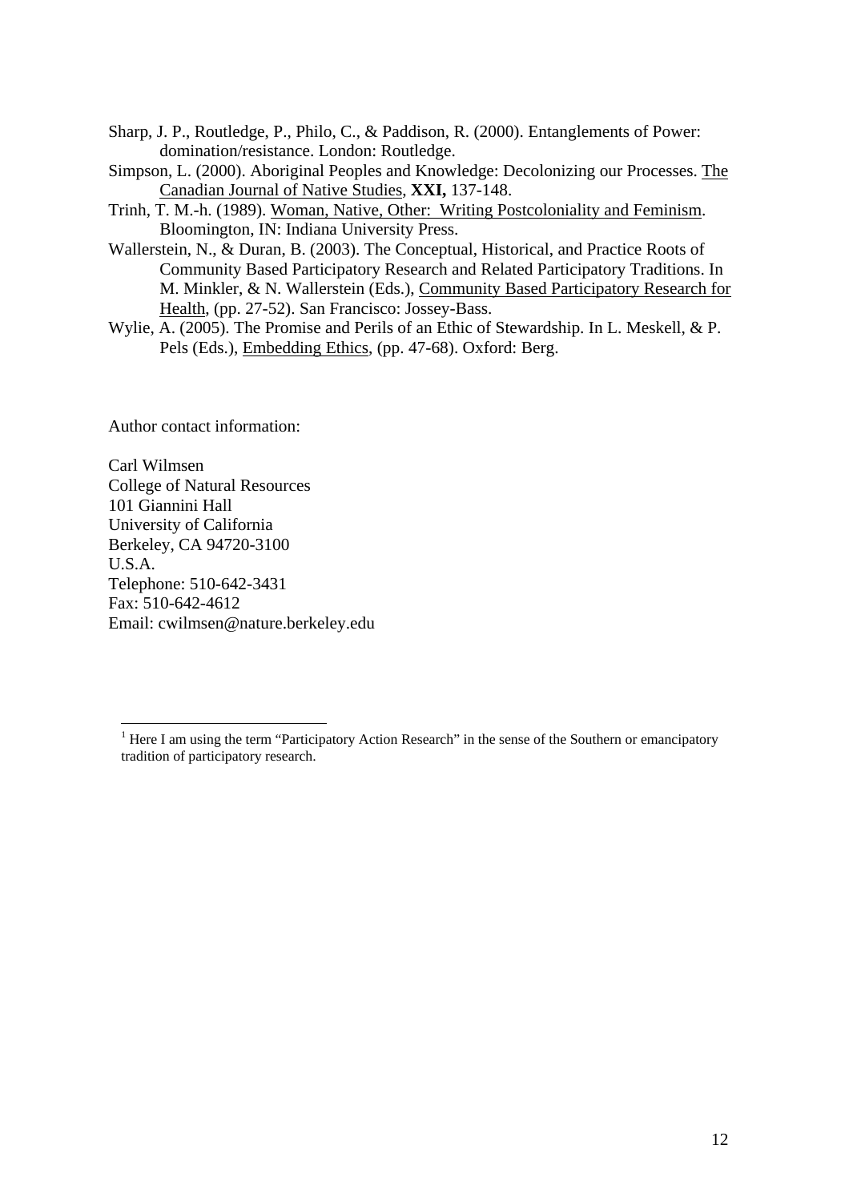Sharp, J. P., Routledge, P., Philo, C., & Paddison, R. (2000). Entanglements of Power: domination/resistance. London: Routledge.

Simpson, L. (2000). Aboriginal Peoples and Knowledge: Decolonizing our Processes. The Canadian Journal of Native Studies, **XXI,** 137-148.

Trinh, T. M.-h. (1989). Woman, Native, Other: Writing Postcoloniality and Feminism. Bloomington, IN: Indiana University Press.

Wallerstein, N., & Duran, B. (2003). The Conceptual, Historical, and Practice Roots of Community Based Participatory Research and Related Participatory Traditions. In M. Minkler, & N. Wallerstein (Eds.), Community Based Participatory Research for Health, (pp. 27-52). San Francisco: Jossey-Bass.

Wylie, A. (2005). The Promise and Perils of an Ethic of Stewardship. In L. Meskell, & P. Pels (Eds.), Embedding Ethics, (pp. 47-68). Oxford: Berg.

Author contact information:

Carl Wilmsen
College of Natural Resources
101 Giannini Hall
University of California
Berkeley, CA 94720-3100
U.S.A.
Telephone: 510-642-3431
Fax: 510-642-4612
Email: cwilmsen@nature.berkeley.edu

[1] Here I am using the term "Participatory Action Research" in the sense of the Southern or emancipatory tradition of participatory research.